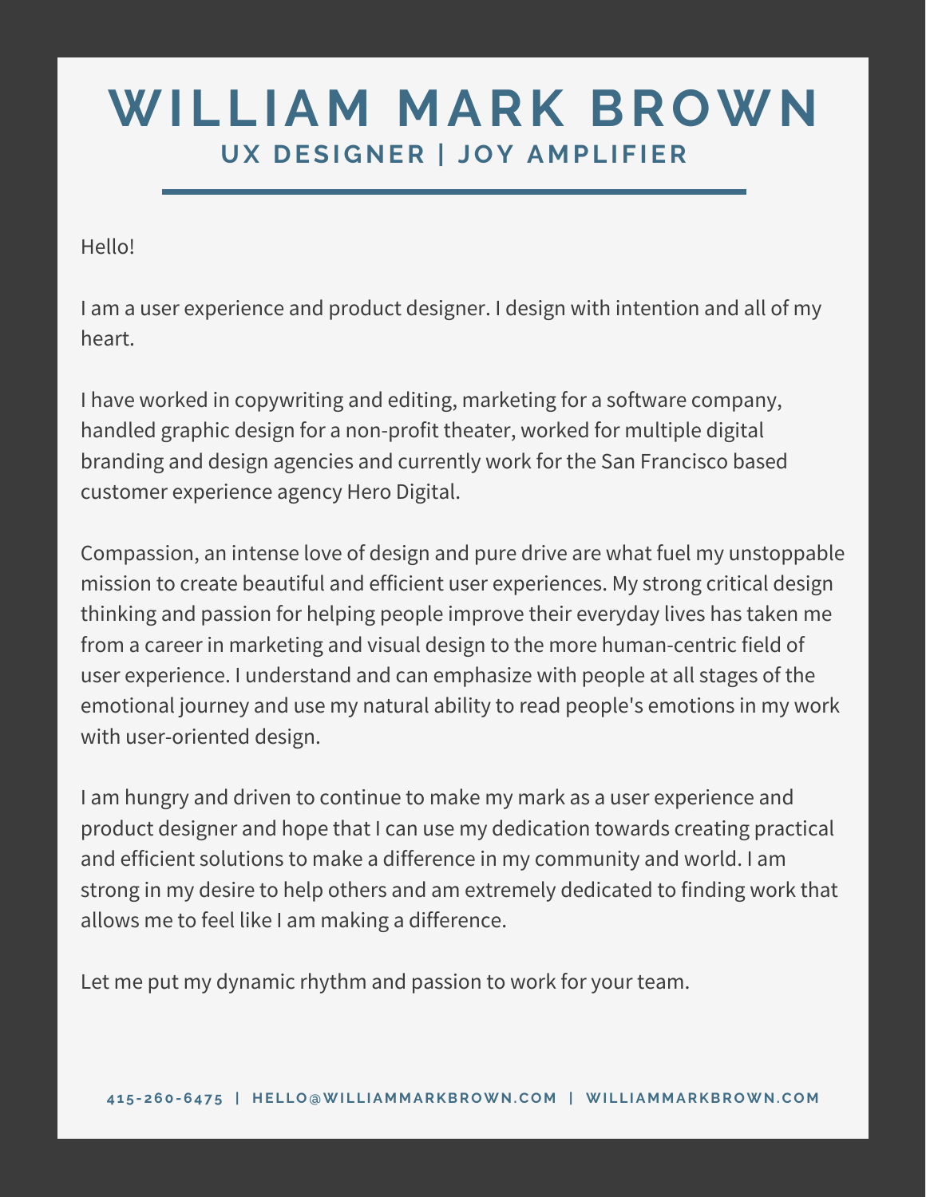# WILLIAM MARK BROWN

## UX DESIGNER | JOY AMPLIFIER

Hello!

I am a user experience and product designer. I design with intention and all of my heart.

I have worked in copywriting and editing, marketing for a software company, handled graphic design for a non-profit theater, worked for multiple digital branding and design agencies and currently work for the San Francisco based customer experience agency Hero Digital.

Compassion, an intense love of design and pure drive are what fuel my unstoppable mission to create beautiful and efficient user experiences. My strong critical design thinking and passion for helping people improve their everyday lives has taken me from a career in marketing and visual design to the more human-centric field of user experience. I understand and can emphasize with people at all stages of the emotional journey and use my natural ability to read people's emotions in my work with user-oriented design.

I am hungry and driven to continue to make my mark as a user experience and product designer and hope that I can use my dedication towards creating practical and efficient solutions to make a difference in my community and world. I am strong in my desire to help others and am extremely dedicated to finding work that allows me to feel like I am making a difference.

Let me put my dynamic rhythm and passion to work for your team.

415-260-6475 | HELLO@WILLIAMMARKBROWN.COM | WILLIAMMARKBROWN.COM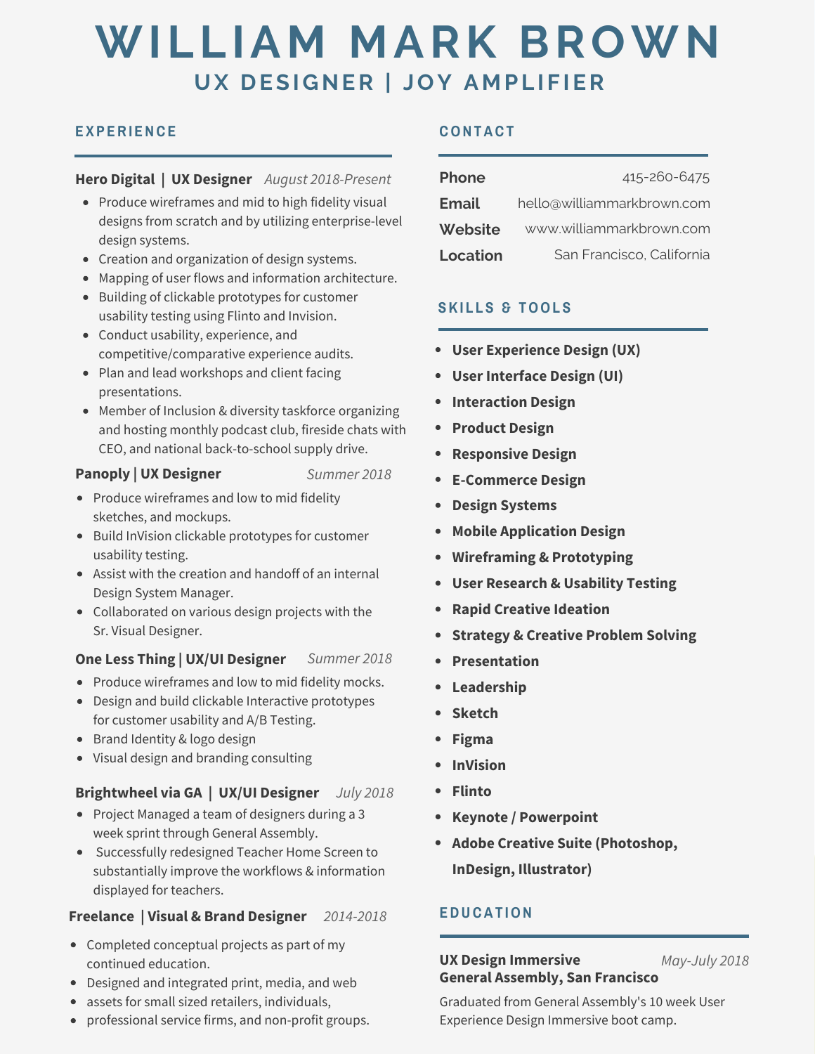# WILLIAM MARK BROWN

## UX DESIGNER | JOY AMPLIFIER

## EXPERIENCE

**Hero Digital | UX Designer** *August 2018-Present*

- Produce wireframes and mid to high fidelity visual designs from scratch and by utilizing enterprise-level design systems.
- Creation and organization of design systems.
- Mapping of user flows and information architecture.
- Building of clickable prototypes for customer usability testing using Flinto and Invision.
- Conduct usability, experience, and competitive/comparative experience audits.
- Plan and lead workshops and client facing presentations.
- Member of Inclusion & diversity taskforce organizing and hosting monthly podcast club, fireside chats with CEO, and national back-to-school supply drive.

**Panopoly | UX Designer** *Summer 2018*

- Produce wireframes and low to mid fidelity sketches, and mockups.
- Build InVision clickable prototypes for customer usability testing.
- Assist with the creation and handoff of an internal Design System Manager.
- Collaborated on various design projects with the Sr. Visual Designer.

**One Less Thing | UX/UI Designer** *Summer 2018*

- Produce wireframes and low to mid fidelity mocks.
- Design and build clickable Interactive prototypes for customer usability and A/B Testing.
- Brand Identity & logo design
- Visual design and branding consulting

**Brightwheel via GA | UX/UI Designer** *July 2018*

- Project Managed a team of designers during a 3 week sprint through General Assembly.
- Successfully redesigned Teacher Home Screen to substantially improve the workflows & information displayed for teachers.

**Freelance | Visual & Brand Designer** *2014-2018*

- Completed conceptual projects as part of my continued education.
- Designed and integrated print, media, and web
- assets for small sized retailers, individuals,
- professional service firms, and non-profit groups.

## CONTACT

| | |
|---|---|
| **Phone** | 415-260-6475 |
| **Email** | hello@williammarkbrown.com |
| **Website** | www.williammarkbrown.com |
| **Location** | San Francisco, California |

## SKILLS & TOOLS

- **User Experience Design (UX)**
- **User Interface Design (UI)**
- **Interaction Design**
- **Product Design**
- **Responsive Design**
- **E-Commerce Design**
- **Design Systems**
- **Mobile Application Design**
- **Wireframing & Prototyping**
- **User Research & Usability Testing**
- **Rapid Creative Ideation**
- **Strategy & Creative Problem Solving**
- **Presentation**
- **Leadership**
- **Sketch**
- **Figma**
- **InVision**
- **Flinto**
- **Keynote / Powerpoint**
- **Adobe Creative Suite (Photoshop, InDesign, Illustrator)**

## EDUCATION

**UX Design Immersive** *May-July 2018*
**General Assembly, San Francisco**

Graduated from General Assembly's 10 week User Experience Design Immersive boot camp.